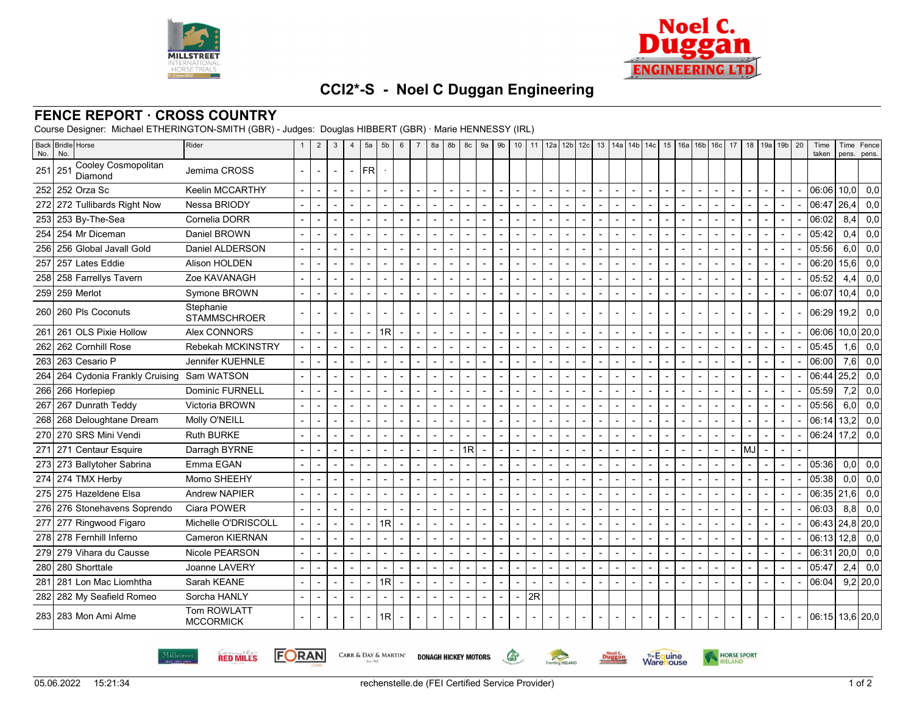# CCI2*-S - Noel C Duggan Engineering

## FENCE REPORT · CROSS COUNTRY

Course Designer: Michael ETHERINGTON-SMITH (GBR) - Judges: Douglas HIBBERT (GBR) · Marie HENNESSY (IRL)

| Back No. | Bridle No. | Horse | Rider | 1 | 2 | 3 | 4 | 5a | 5b | 6 | 7 | 8a | 8b | 8c | 9a | 9b | 10 | 11 | 12a | 12b | 12c | 13 | 14a | 14b | 14c | 15 | 16a | 16b | 16c | 17 | 18 | 19a | 19b | 20 | Time taken | Time pens. | Fence pens. |
|---|---|---|---|---|---|---|---|---|---|---|---|---|---|---|---|---|---|---|---|---|---|---|---|---|---|---|---|---|---|---|---|---|---|---|---|---|---|
| 251 | 251 | Cooley Cosmopolitan Diamond | Jemima CROSS | - | - | - | - | FR | · | | | | | | | | | | | | | | | | | | | | | | | | | | | | |
| 252 | 252 | Orza Sc | Keelin MCCARTHY | - | - | - | - | - | - | - | - | - | - | - | - | - | - | - | - | - | - | - | - | - | - | - | - | - | - | - | - | - | - | - | 06:06 | 10,0 | 0,0 |
| 272 | 272 | Tullibards Right Now | Nessa BRIODY | - | - | - | - | - | - | - | - | - | - | - | - | - | - | - | - | - | - | - | - | - | - | - | - | - | - | - | - | - | - | - | 06:47 | 26,4 | 0,0 |
| 253 | 253 | By-The-Sea | Cornelia DORR | - | - | - | - | - | - | - | - | - | - | - | - | - | - | - | - | - | - | - | - | - | - | - | - | - | - | - | - | - | - | - | 06:02 | 8,4 | 0,0 |
| 254 | 254 | Mr Diceman | Daniel BROWN | - | - | - | - | - | - | - | - | - | - | - | - | - | - | - | - | - | - | - | - | - | - | - | - | - | - | - | - | - | - | - | 05:42 | 0,4 | 0,0 |
| 256 | 256 | Global Javall Gold | Daniel ALDERSON | - | - | - | - | - | - | - | - | - | - | - | - | - | - | - | - | - | - | - | - | - | - | - | - | - | - | - | - | - | - | - | 05:56 | 6,0 | 0,0 |
| 257 | 257 | Lates Eddie | Alison HOLDEN | - | - | - | - | - | - | - | - | - | - | - | - | - | - | - | - | - | - | - | - | - | - | - | - | - | - | - | - | - | - | - | 06:20 | 15,6 | 0,0 |
| 258 | 258 | Farrellys Tavern | Zoe KAVANAGH | - | - | - | - | - | - | - | - | - | - | - | - | - | - | - | - | - | - | - | - | - | - | - | - | - | - | - | - | - | - | - | 05:52 | 4,4 | 0,0 |
| 259 | 259 | Merlot | Symone BROWN | - | - | - | - | - | - | - | - | - | - | - | - | - | - | - | - | - | - | - | - | - | - | - | - | - | - | - | - | - | - | - | 06:07 | 10,4 | 0,0 |
| 260 | 260 | Pls Coconuts | Stephanie STAMMSCHROER | - | - | - | - | - | - | - | - | - | - | - | - | - | - | - | - | - | - | - | - | - | - | - | - | - | - | - | - | - | - | - | 06:29 | 19,2 | 0,0 |
| 261 | 261 | OLS Pixie Hollow | Alex CONNORS | - | - | - | - | - | 1R | - | - | - | - | - | - | - | - | - | - | - | - | - | - | - | - | - | - | - | - | - | - | - | - | - | 06:06 | 10,0 | 20,0 |
| 262 | 262 | Cornhill Rose | Rebekah MCKINSTRY | - | - | - | - | - | - | - | - | - | - | - | - | - | - | - | - | - | - | - | - | - | - | - | - | - | - | - | - | - | - | - | 05:45 | 1,6 | 0,0 |
| 263 | 263 | Cesario P | Jennifer KUEHNLE | - | - | - | - | - | - | - | - | - | - | - | - | - | - | - | - | - | - | - | - | - | - | - | - | - | - | - | - | - | - | - | 06:00 | 7,6 | 0,0 |
| 264 | 264 | Cydonia Frankly Cruising | Sam WATSON | - | - | - | - | - | - | - | - | - | - | - | - | - | - | - | - | - | - | - | - | - | - | - | - | - | - | - | - | - | - | - | 06:44 | 25,2 | 0,0 |
| 266 | 266 | Horlepiep | Dominic FURNELL | - | - | - | - | - | - | - | - | - | - | - | - | - | - | - | - | - | - | - | - | - | - | - | - | - | - | - | - | - | - | - | 05:59 | 7,2 | 0,0 |
| 267 | 267 | Dunrath Teddy | Victoria BROWN | - | - | - | - | - | - | - | - | - | - | - | - | - | - | - | - | - | - | - | - | - | - | - | - | - | - | - | - | - | - | - | 05:56 | 6,0 | 0,0 |
| 268 | 268 | Deloughtane Dream | Molly O'NEILL | - | - | - | - | - | - | - | - | - | - | - | - | - | - | - | - | - | - | - | - | - | - | - | - | - | - | - | - | - | - | - | 06:14 | 13,2 | 0,0 |
| 270 | 270 | SRS Mini Vendi | Ruth BURKE | - | - | - | - | - | - | - | - | - | - | - | - | - | - | - | - | - | - | - | - | - | - | - | - | - | - | - | - | - | - | - | 06:24 | 17,2 | 0,0 |
| 271 | 271 | Centaur Esquire | Darragh BYRNE | - | - | - | - | - | - | - | - | - | - | 1R | - | - | - | - | - | - | - | - | - | - | - | - | - | - | - | - | MJ | - | - | - | | | |
| 273 | 273 | Ballytoher Sabrina | Emma EGAN | - | - | - | - | - | - | - | - | - | - | - | - | - | - | - | - | - | - | - | - | - | - | - | - | - | - | - | - | - | - | - | 05:36 | 0,0 | 0,0 |
| 274 | 274 | TMX Herby | Momo SHEEHY | - | - | - | - | - | - | - | - | - | - | - | - | - | - | - | - | - | - | - | - | - | - | - | - | - | - | - | - | - | - | - | 05:38 | 0,0 | 0,0 |
| 275 | 275 | Hazeldene Elsa | Andrew NAPIER | - | - | - | - | - | - | - | - | - | - | - | - | - | - | - | - | - | - | - | - | - | - | - | - | - | - | - | - | - | - | - | 06:35 | 21,6 | 0,0 |
| 276 | 276 | Stonehavens Soprendo | Ciara POWER | - | - | - | - | - | - | - | - | - | - | - | - | - | - | - | - | - | - | - | - | - | - | - | - | - | - | - | - | - | - | - | 06:03 | 8,8 | 0,0 |
| 277 | 277 | Ringwood Figaro | Michelle O'DRISCOLL | - | - | - | - | - | 1R | - | - | - | - | - | - | - | - | - | - | - | - | - | - | - | - | - | - | - | - | - | - | - | - | - | 06:43 | 24,8 | 20,0 |
| 278 | 278 | Fernhill Inferno | Cameron KIERNAN | - | - | - | - | - | - | - | - | - | - | - | - | - | - | - | - | - | - | - | - | - | - | - | - | - | - | - | - | - | - | - | 06:13 | 12,8 | 0,0 |
| 279 | 279 | Vihara du Causse | Nicole PEARSON | - | - | - | - | - | - | - | - | - | - | - | - | - | - | - | - | - | - | - | - | - | - | - | - | - | - | - | - | - | - | - | 06:31 | 20,0 | 0,0 |
| 280 | 280 | Shorttale | Joanne LAVERY | - | - | - | - | - | - | - | - | - | - | - | - | - | - | - | - | - | - | - | - | - | - | - | - | - | - | - | - | - | - | - | 05:47 | 2,4 | 0,0 |
| 281 | 281 | Lon Mac Liomhtha | Sarah KEANE | - | - | - | - | - | 1R | - | - | - | - | - | - | - | - | - | - | - | - | - | - | - | - | - | - | - | - | - | - | - | - | - | 06:04 | 9,2 | 20,0 |
| 282 | 282 | My Seafield Romeo | Sorcha HANLY | - | - | - | - | - | - | - | - | - | - | - | - | - | - | 2R | | | | | | | | | | | | | | | | | | | |
| 283 | 283 | Mon Ami Alme | Tom ROWLATT MCCORMICK | - | - | - | - | - | 1R | - | - | - | - | - | - | - | - | - | - | - | - | - | - | - | - | - | - | - | - | - | - | - | - | - | 06:15 | 13,6 | 20,0 |

05.06.2022 15:21:34 rechenstelle.de (FEI Certified Service Provider)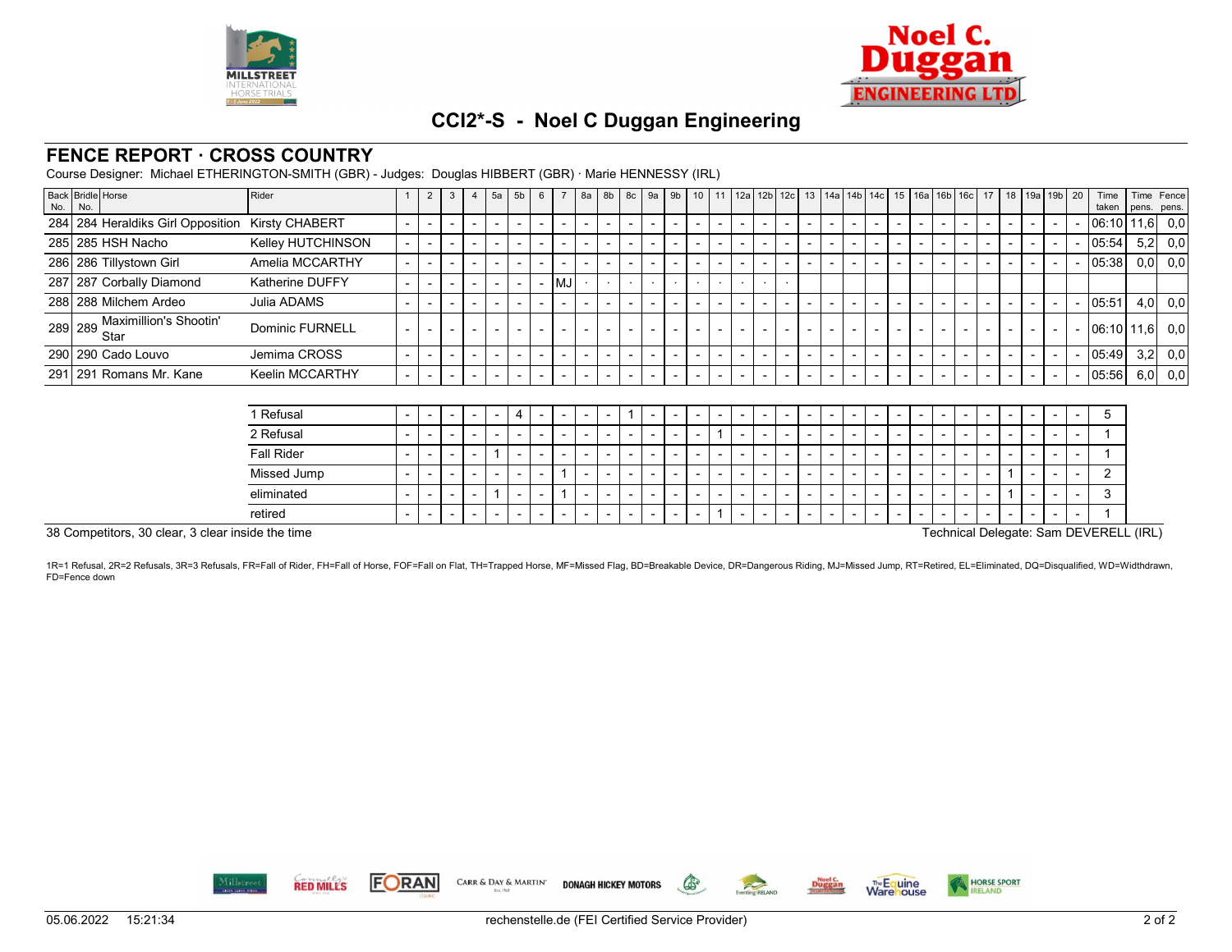# CCI2*-S - Noel C Duggan Engineering

## FENCE REPORT · CROSS COUNTRY

Course Designer: Michael ETHERINGTON-SMITH (GBR) - Judges: Douglas HIBBERT (GBR) · Marie HENNESSY (IRL)

| Back No. | Bridle No. | Horse | Rider | 1 | 2 | 3 | 4 | 5a | 5b | 6 | 7 | 8a | 8b | 8c | 9a | 9b | 10 | 11 | 12a | 12b | 12c | 13 | 14a | 14b | 14c | 15 | 16a | 16b | 16c | 17 | 18 | 19a | 19b | 20 | Time taken | Time pens. | Fence pens. |
|---|---|---|---|---|---|---|---|---|---|---|---|---|---|---|---|---|---|---|---|---|---|---|---|---|---|---|---|---|---|---|---|---|---|---|---|---|---|
| 284 | 284 | Heraldiks Girl Opposition | Kirsty CHABERT | - | - | - | - | - | - | - | - | - | - | - | - | - | - | - | - | - | - | - | - | - | - | - | - | - | - | - | - | - | - | - | 06:10 | 11,6 | 0,0 |
| 285 | 285 | HSH Nacho | Kelley HUTCHINSON | - | - | - | - | - | - | - | - | - | - | - | - | - | - | - | - | - | - | - | - | - | - | - | - | - | - | - | - | - | - | - | 05:54 | 5,2 | 0,0 |
| 286 | 286 | Tillystown Girl | Amelia MCCARTHY | - | - | - | - | - | - | - | - | - | - | - | - | - | - | - | - | - | - | - | - | - | - | - | - | - | - | - | - | - | - | - | 05:38 | 0,0 | 0,0 |
| 287 | 287 | Corbally Diamond | Katherine DUFFY | - | - | - | - | - | - | - | MJ | · | · | · | · | · | · | · | · | · | · | | | | | | | | | | | | | | | | |
| 288 | 288 | Milchem Ardeo | Julia ADAMS | - | - | - | - | - | - | - | - | - | - | - | - | - | - | - | - | - | - | - | - | - | - | - | - | - | - | - | - | - | - | - | 05:51 | 4,0 | 0,0 |
| 289 | 289 | Maximillion's Shootin' Star | Dominic FURNELL | - | - | - | - | - | - | - | - | - | - | - | - | - | - | - | - | - | - | - | - | - | - | - | - | - | - | - | - | - | - | - | 06:10 | 11,6 | 0,0 |
| 290 | 290 | Cado Louvo | Jemima CROSS | - | - | - | - | - | - | - | - | - | - | - | - | - | - | - | - | - | - | - | - | - | - | - | - | - | - | - | - | - | - | - | 05:49 | 3,2 | 0,0 |
| 291 | 291 | Romans Mr. Kane | Keelin MCCARTHY | - | - | - | - | - | - | - | - | - | - | - | - | - | - | - | - | - | - | - | - | - | - | - | - | - | - | - | - | - | - | - | 05:56 | 6,0 | 0,0 |

| | 1 | 2 | 3 | 4 | 5a | 5b | 6 | 7 | 8a | 8b | 8c | 9a | 9b | 10 | 11 | 12a | 12b | 12c | 13 | 14a | 14b | 14c | 15 | 16a | 16b | 16c | 17 | 18 | 19a | 19b | 20 | Total |
|---|---|---|---|---|---|---|---|---|---|---|---|---|---|---|---|---|---|---|---|---|---|---|---|---|---|---|---|---|---|---|---|---|
| 1 Refusal | - | - | - | - | - | 4 | - | - | - | - | 1 | - | - | - | - | - | - | - | - | - | - | - | - | - | - | - | - | - | - | - | - | 5 |
| 2 Refusal | - | - | - | - | - | - | - | - | - | - | - | - | - | - | 1 | - | - | - | - | - | - | - | - | - | - | - | - | - | - | - | - | 1 |
| Fall Rider | - | - | - | - | 1 | - | - | - | - | - | - | - | - | - | - | - | - | - | - | - | - | - | - | - | - | - | - | - | - | - | - | 1 |
| Missed Jump | - | - | - | - | - | - | - | 1 | - | - | - | - | - | - | - | - | - | - | - | - | - | - | - | - | - | - | - | 1 | - | - | - | 2 |
| eliminated | - | - | - | - | 1 | - | - | 1 | - | - | - | - | - | - | - | - | - | - | - | - | - | - | - | - | - | - | - | 1 | - | - | - | 3 |
| retired | - | - | - | - | - | - | - | - | - | - | - | - | - | - | 1 | - | - | - | - | - | - | - | - | - | - | - | - | - | - | - | - | 1 |

38 Competitors, 30 clear, 3 clear inside the time

Technical Delegate: Sam DEVERELL (IRL)

1R=1 Refusal, 2R=2 Refusals, 3R=3 Refusals, FR=Fall of Rider, FH=Fall of Horse, FOF=Fall on Flat, TH=Trapped Horse, MF=Missed Flag, BD=Breakable Device, DR=Dangerous Riding, MJ=Missed Jump, RT=Retired, EL=Eliminated, DQ=Disqualified, WD=Widthdrawn, FD=Fence down

05.06.2022 15:21:34

rechenstelle.de (FEI Certified Service Provider)